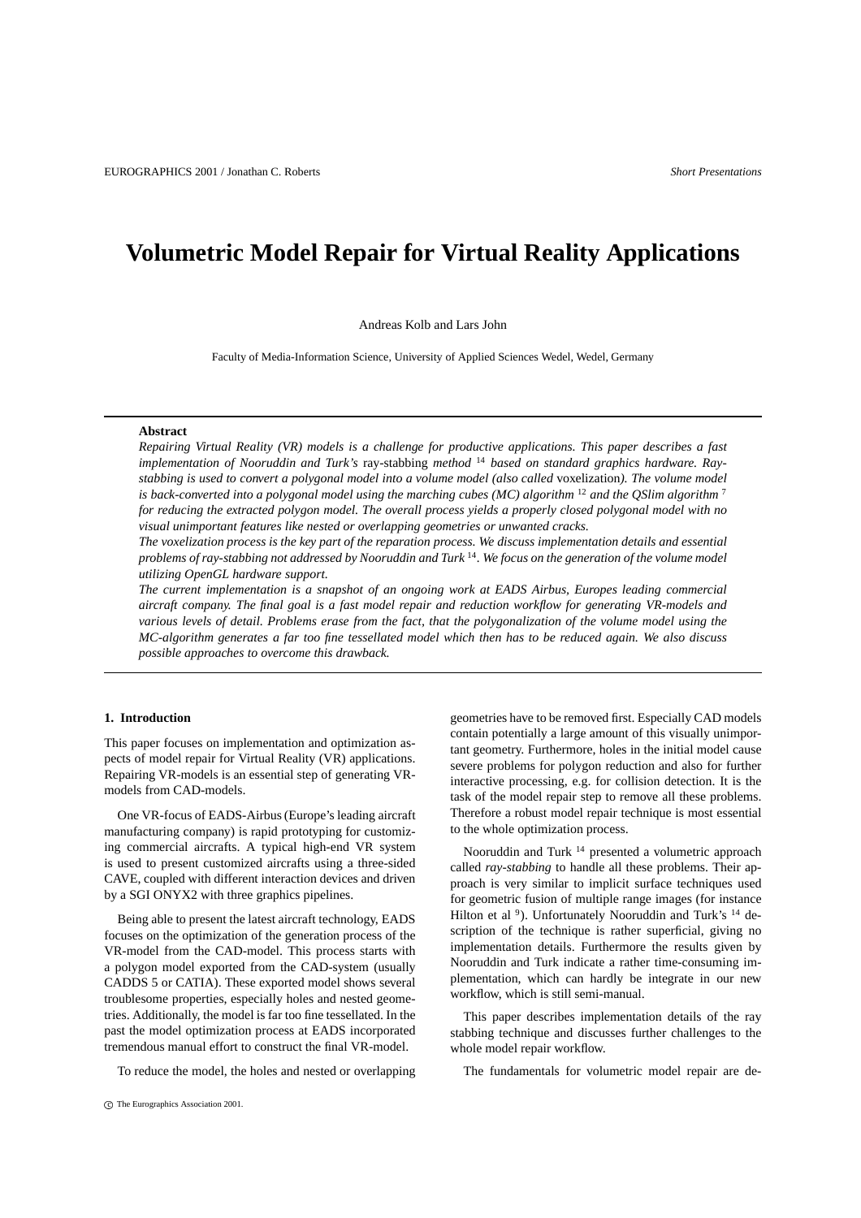# Volumetric Model Repair for Virtual Reality Applications

Andreas Kolb and Lars John

Faculty of Media-Information Science, University of Applied Sciences Wedel, Wedel, Germany

**Abstract**

*Repairing Virtual Reality (VR) models is a challenge for productive applications. This paper describes a fast implementation of Nooruddin and Turk's* ray-stabbing *method* [14] *based on standard graphics hardware. Ray-stabbing is used to convert a polygonal model into a volume model (also called* voxelization*). The volume model is back-converted into a polygonal model using the marching cubes (MC) algorithm* [12] *and the QSlim algorithm* [7] *for reducing the extracted polygon model. The overall process yields a properly closed polygonal model with no visual unimportant features like nested or overlapping geometries or unwanted cracks.*

*The voxelization process is the key part of the reparation process. We discuss implementation details and essential problems of ray-stabbing not addressed by Nooruddin and Turk* [14]*. We focus on the generation of the volume model utilizing OpenGL hardware support.*

*The current implementation is a snapshot of an ongoing work at EADS Airbus, Europes leading commercial aircraft company. The final goal is a fast model repair and reduction workflow for generating VR-models and various levels of detail. Problems erase from the fact, that the polygonalization of the volume model using the MC-algorithm generates a far too fine tessellated model which then has to be reduced again. We also discuss possible approaches to overcome this drawback.*

## 1. Introduction

This paper focuses on implementation and optimization aspects of model repair for Virtual Reality (VR) applications. Repairing VR-models is an essential step of generating VR-models from CAD-models.

One VR-focus of EADS-Airbus (Europe's leading aircraft manufacturing company) is rapid prototyping for customizing commercial aircrafts. A typical high-end VR system is used to present customized aircrafts using a three-sided CAVE, coupled with different interaction devices and driven by a SGI ONYX2 with three graphics pipelines.

Being able to present the latest aircraft technology, EADS focuses on the optimization of the generation process of the VR-model from the CAD-model. This process starts with a polygon model exported from the CAD-system (usually CADDS 5 or CATIA). These exported model shows several troublesome properties, especially holes and nested geometries. Additionally, the model is far too fine tessellated. In the past the model optimization process at EADS incorporated tremendous manual effort to construct the final VR-model.

To reduce the model, the holes and nested or overlapping geometries have to be removed first. Especially CAD models contain potentially a large amount of this visually unimportant geometry. Furthermore, holes in the initial model cause severe problems for polygon reduction and also for further interactive processing, e.g. for collision detection. It is the task of the model repair step to remove all these problems. Therefore a robust model repair technique is most essential to the whole optimization process.

Nooruddin and Turk [14] presented a volumetric approach called *ray-stabbing* to handle all these problems. Their approach is very similar to implicit surface techniques used for geometric fusion of multiple range images (for instance Hilton et al [9]). Unfortunately Nooruddin and Turk's [14] description of the technique is rather superficial, giving no implementation details. Furthermore the results given by Nooruddin and Turk indicate a rather time-consuming implementation, which can hardly be integrate in our new workflow, which is still semi-manual.

This paper describes implementation details of the ray stabbing technique and discusses further challenges to the whole model repair workflow.

The fundamentals for volumetric model repair are de-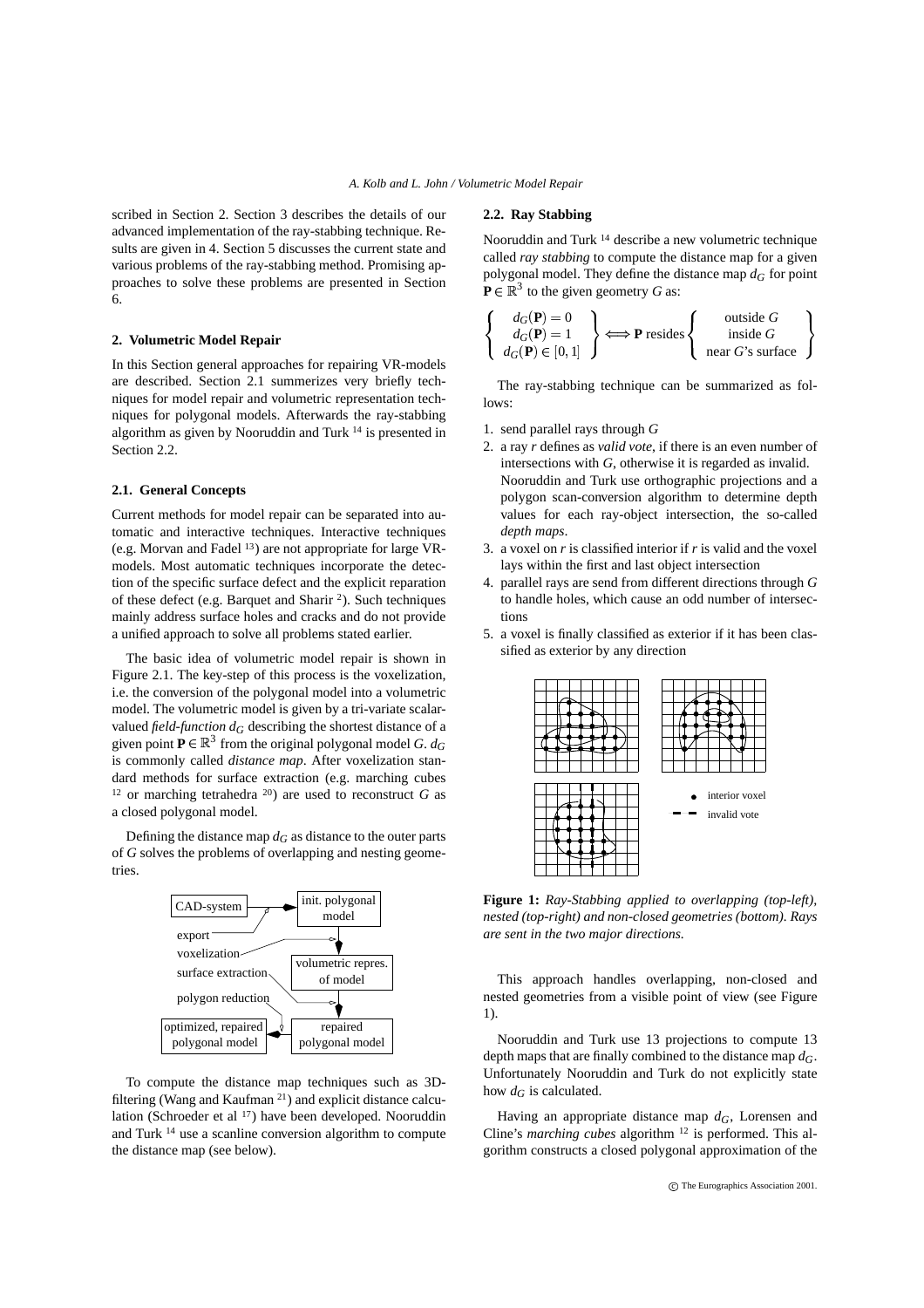scribed in Section 2. Section 3 describes the details of our advanced implementation of the ray-stabbing technique. Results are given in 4. Section 5 discusses the current state and various problems of the ray-stabbing method. Promising approaches to solve these problems are presented in Section 6.

## 2. Volumetric Model Repair

In this Section general approaches for repairing VR-models are described. Section 2.1 summerizes very briefly techniques for model repair and volumetric representation techniques for polygonal models. Afterwards the ray-stabbing algorithm as given by Nooruddin and Turk [14] is presented in Section 2.2.

### 2.1. General Concepts

Current methods for model repair can be separated into automatic and interactive techniques. Interactive techniques (e.g. Morvan and Fadel [13]) are not appropriate for large VR-models. Most automatic techniques incorporate the detection of the specific surface defect and the explicit reparation of these defect (e.g. Barquet and Sharir [2]). Such techniques mainly address surface holes and cracks and do not provide a unified approach to solve all problems stated earlier.

The basic idea of volumetric model repair is shown in Figure 2.1. The key-step of this process is the voxelization, i.e. the conversion of the polygonal model into a volumetric model. The volumetric model is given by a tri-variate scalar-valued *field-function* $d_G$ describing the shortest distance of a given point $\mathbf{P} \in \mathbb{R}^3$ from the original polygonal model $G$. $d_G$ is commonly called *distance map*. After voxelization standard methods for surface extraction (e.g. marching cubes [12] or marching tetrahedra [20]) are used to reconstruct $G$ as a closed polygonal model.

Defining the distance map $d_G$ as distance to the outer parts of $G$ solves the problems of overlapping and nesting geometries.

To compute the distance map techniques such as 3D-filtering (Wang and Kaufman [21]) and explicit distance calculation (Schroeder et al [17]) have been developed. Nooruddin and Turk [14] use a scanline conversion algorithm to compute the distance map (see below).

### 2.2. Ray Stabbing

Nooruddin and Turk [14] describe a new volumetric technique called *ray stabbing* to compute the distance map for a given polygonal model. They define the distance map $d_G$ for point $\mathbf{P} \in \mathbb{R}^3$ to the given geometry $G$ as:

$$\left\{ \begin{array}{c} d_G(\mathbf{P}) = 0 \\ d_G(\mathbf{P}) = 1 \\ d_G(\mathbf{P}) \in [0,1] \end{array} \right\} \Longleftrightarrow \mathbf{P} \text{ resides} \left\{ \begin{array}{c} \text{outside } G \\ \text{inside } G \\ \text{near } G\text{'s surface} \end{array} \right\}$$

The ray-stabbing technique can be summarized as follows:

1. send parallel rays through $G$
2. a ray $r$ defines as *valid vote*, if there is an even number of intersections with $G$, otherwise it is regarded as invalid. Nooruddin and Turk use orthographic projections and a polygon scan-conversion algorithm to determine depth values for each ray-object intersection, the so-called *depth maps*.
3. a voxel on $r$ is classified interior if $r$ is valid and the voxel lays within the first and last object intersection
4. parallel rays are send from different directions through $G$ to handle holes, which cause an odd number of intersections
5. a voxel is finally classified as exterior if it has been classified as exterior by any direction

**Figure 1:** *Ray-Stabbing applied to overlapping (top-left), nested (top-right) and non-closed geometries (bottom). Rays are sent in the two major directions.*

This approach handles overlapping, non-closed and nested geometries from a visible point of view (see Figure 1).

Nooruddin and Turk use 13 projections to compute 13 depth maps that are finally combined to the distance map $d_G$. Unfortunately Nooruddin and Turk do not explicitly state how $d_G$ is calculated.

Having an appropriate distance map $d_G$, Lorensen and Cline's *marching cubes* algorithm [12] is performed. This algorithm constructs a closed polygonal approximation of the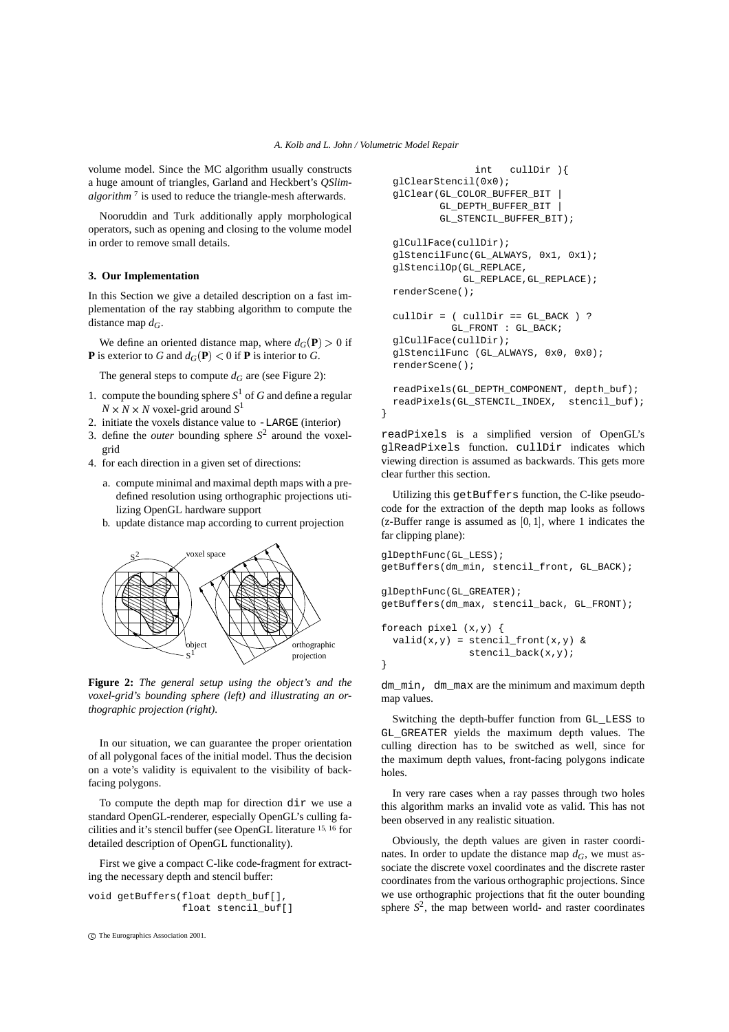volume model. Since the MC algorithm usually constructs a huge amount of triangles, Garland and Heckbert's *QSlim-algorithm* [7] is used to reduce the triangle-mesh afterwards.

Nooruddin and Turk additionally apply morphological operators, such as opening and closing to the volume model in order to remove small details.

## 3. Our Implementation

In this Section we give a detailed description on a fast implementation of the ray stabbing algorithm to compute the distance map $d_G$.

We define an oriented distance map, where $d_G(\mathbf{P}) > 0$ if $\mathbf{P}$ is exterior to $G$ and $d_G(\mathbf{P}) < 0$ if $\mathbf{P}$ is interior to $G$.

The general steps to compute $d_G$ are (see Figure 2):

1. compute the bounding sphere $S^1$ of $G$ and define a regular $N \times N \times N$ voxel-grid around $S^1$
2. initiate the voxels distance value to `-LARGE` (interior)
3. define the *outer* bounding sphere $S^2$ around the voxel-grid
4. for each direction in a given set of directions:
   a. compute minimal and maximal depth maps with a predefined resolution using orthographic projections utilizing OpenGL hardware support
   b. update distance map according to current projection

**Figure 2:** *The general setup using the object's and the voxel-grid's bounding sphere (left) and illustrating an orthographic projection (right).*

In our situation, we can guarantee the proper orientation of all polygonal faces of the initial model. Thus the decision on a vote's validity is equivalent to the visibility of back-facing polygons.

To compute the depth map for direction `dir` we use a standard OpenGL-renderer, especially OpenGL's culling facilities and it's stencil buffer (see OpenGL literature [15, 16] for detailed description of OpenGL functionality).

First we give a compact C-like code-fragment for extracting the necessary depth and stencil buffer:

```
void getBuffers(float depth_buf[],
                float stencil_buf[]
                int   cullDir ){
  glClearStencil(0x0);
  glClear(GL_COLOR_BUFFER_BIT |
          GL_DEPTH_BUFFER_BIT |
          GL_STENCIL_BUFFER_BIT);

  glCullFace(cullDir);
  glStencilFunc(GL_ALWAYS, 0x1, 0x1);
  glStencilOp(GL_REPLACE,
              GL_REPLACE,GL_REPLACE);
  renderScene();

  cullDir = ( cullDir == GL_BACK ) ?
            GL_FRONT : GL_BACK;
  glCullFace(cullDir);
  glStencilFunc (GL_ALWAYS, 0x0, 0x0);
  renderScene();

  readPixels(GL_DEPTH_COMPONENT, depth_buf);
  readPixels(GL_STENCIL_INDEX,  stencil_buf);
}
```

`readPixels` is a simplified version of OpenGL's `glReadPixels` function. `cullDir` indicates which viewing direction is assumed as backwards. This gets more clear further this section.

Utilizing this `getBuffers` function, the C-like pseudocode for the extraction of the depth map looks as follows (z-Buffer range is assumed as $[0,1]$, where 1 indicates the far clipping plane):

```
glDepthFunc(GL_LESS);
getBuffers(dm_min, stencil_front, GL_BACK);

glDepthFunc(GL_GREATER);
getBuffers(dm_max, stencil_back, GL_FRONT);

foreach pixel (x,y) {
  valid(x,y) = stencil_front(x,y) &
               stencil_back(x,y);
}
```

`dm_min, dm_max` are the minimum and maximum depth map values.

Switching the depth-buffer function from `GL_LESS` to `GL_GREATER` yields the maximum depth values. The culling direction has to be switched as well, since for the maximum depth values, front-facing polygons indicate holes.

In very rare cases when a ray passes through two holes this algorithm marks an invalid vote as valid. This has not been observed in any realistic situation.

Obviously, the depth values are given in raster coordinates. In order to update the distance map $d_G$, we must associate the discrete voxel coordinates and the discrete raster coordinates from the various orthographic projections. Since we use orthographic projections that fit the outer bounding sphere $S^2$, the map between world- and raster coordinates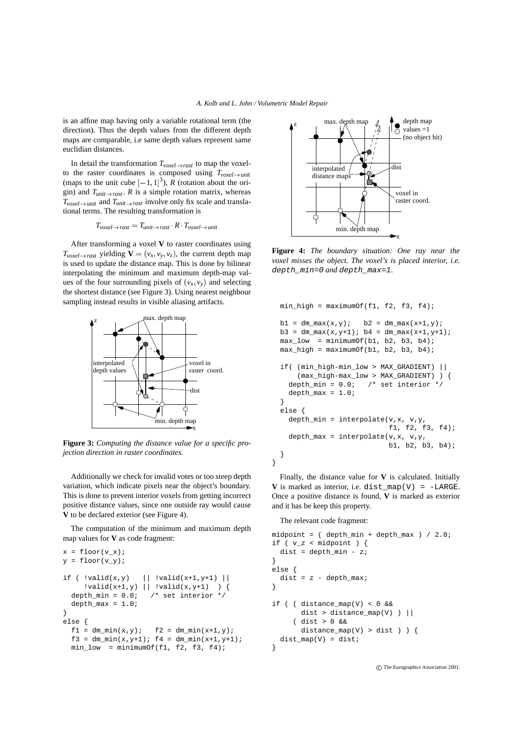is an affine map having only a variable rotational term (the direction). Thus the depth values from the different depth maps are comparable, i.e same depth values represent same euclidian distances.

In detail the transformation $T_{voxel \to rast}$ to map the voxel-to the raster coordinates is composed using $T_{voxel \to unit}$ (maps to the unit cube $[-1,1]^3$), $R$ (rotation about the origin) and $T_{unit \to rast}$. $R$ is a simple rotation matrix, whereas $T_{voxel \to unit}$ and $T_{unit \to rast}$ involve only fix scale and translational terms. The resulting transformation is

$$T_{voxel \to rast} = T_{unit \to rast} \cdot R \cdot T_{voxel \to unit}$$

After transforming a voxel **V** to raster coordinates using $T_{voxel \to rast}$ yielding $\mathbf{V} = (v_x, v_y, v_z)$, the current depth map is used to update the distance map. This is done by bilinear interpolating the minimum and maximum depth-map values of the four surrounding pixels of $(v_x, v_y)$ and selecting the shortest distance (see Figure 3). Using nearest neighbour sampling instead results in visible aliasing artifacts.

**Figure 3:** *Computing the distance value for a specific projection direction in raster coordinates.*

Additionally we check for invalid votes or too steep depth variation, which indicate pixels near the object's boundary. This is done to prevent interior voxels from getting incorrect positive distance values, since one outside ray would cause **V** to be declared exterior (see Figure 4).

The computation of the minimum and maximum depth map values for **V** as code fragment:

```
x = floor(v_x);
y = floor(v_y);

if ( !valid(x,y)   || !valid(x+1,y+1) ||
     !valid(x+1,y) || !valid(x,y+1)  ) {
  depth_min = 0.0;   /* set interior */
  depth_max = 1.0;
}
else {
  f1 = dm_min(x,y);   f2 = dm_min(x+1,y);
  f3 = dm_min(x,y+1); f4 = dm_min(x+1,y+1);
  min_low  = minimumOf(f1, f2, f3, f4);
  min_high = maximumOf(f1, f2, f3, f4);

  b1 = dm_max(x,y);   b2 = dm_max(x+1,y);
  b3 = dm_max(x,y+1); b4 = dm_max(x+1,y+1);
  max_low  = minimumOf(b1, b2, b3, b4);
  max_high = maximumOf(b1, b2, b3, b4);

  if( (min_high-min_low > MAX_GRADIENT) ||
      (max_high-max_low > MAX_GRADIENT) ) {
    depth_min = 0.0;   /* set interior */
    depth_max = 1.0;
  }
  else {
    depth_min = interpolate(v,x, v,y,
                            f1, f2, f3, f4);
    depth_max = interpolate(v,x, v,y,
                            b1, b2, b3, b4);
  }
}
```

**Figure 4:** *The boundary situation: One ray near the voxel misses the object. The voxel's is placed interior, i.e.* `depth_min=0` *and* `depth_max=1`.

Finally, the distance value for **V** is calculated. Initially **V** is marked as interior, i.e. `dist_map(V) = -LARGE`. Once a positive distance is found, **V** is marked as exterior and it has be keep this property.

The relevant code fragment:

```
midpoint = ( depth_min + depth_max ) / 2.0;
if ( v_z < midpoint ) {
  dist = depth_min - z;
}
else {
  dist = z - depth_max;
}

if ( ( distance_map(V) < 0 &&
       dist > distance_map(V) ) ||
     ( dist > 0 &&
       distance_map(V) > dist ) ) {
  dist_map(V) = dist;
}
```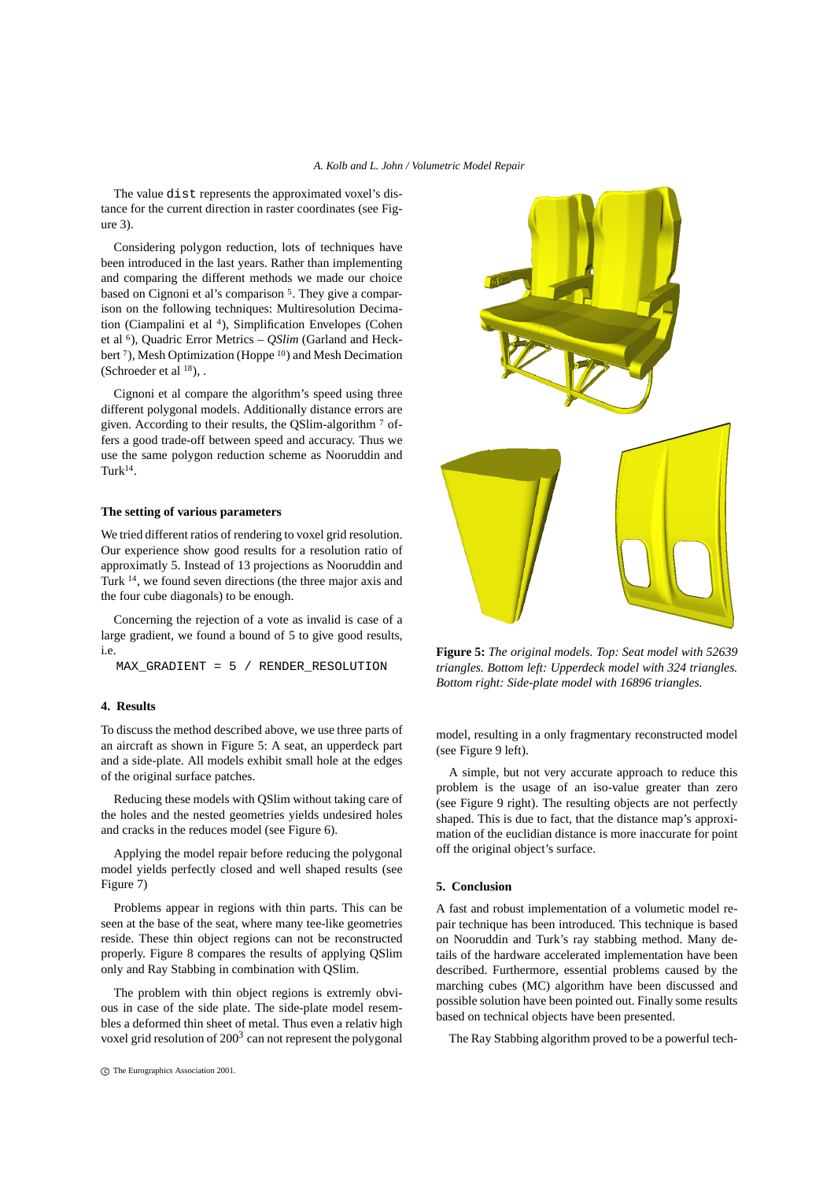The value `dist` represents the approximated voxel's distance for the current direction in raster coordinates (see Figure 3).

Considering polygon reduction, lots of techniques have been introduced in the last years. Rather than implementing and comparing the different methods we made our choice based on Cignoni et al's comparison [5]. They give a comparison on the following techniques: Multiresolution Decimation (Ciampalini et al [4]), Simplification Envelopes (Cohen et al [6]), Quadric Error Metrics – *QSlim* (Garland and Heckbert [7]), Mesh Optimization (Hoppe [10]) and Mesh Decimation (Schroeder et al [18]), .

Cignoni et al compare the algorithm's speed using three different polygonal models. Additionally distance errors are given. According to their results, the QSlim-algorithm [7] offers a good trade-off between speed and accuracy. Thus we use the same polygon reduction scheme as Nooruddin and Turk[14].

**The setting of various parameters**

We tried different ratios of rendering to voxel grid resolution. Our experience show good results for a resolution ratio of approximatly 5. Instead of 13 projections as Nooruddin and Turk [14], we found seven directions (the three major axis and the four cube diagonals) to be enough.

Concerning the rejection of a vote as invalid is case of a large gradient, we found a bound of 5 to give good results, i.e.

```
MAX_GRADIENT = 5 / RENDER_RESOLUTION
```

## 4. Results

To discuss the method described above, we use three parts of an aircraft as shown in Figure 5: A seat, an upperdeck part and a side-plate. All models exhibit small hole at the edges of the original surface patches.

Reducing these models with QSlim without taking care of the holes and the nested geometries yields undesired holes and cracks in the reduces model (see Figure 6).

Applying the model repair before reducing the polygonal model yields perfectly closed and well shaped results (see Figure 7)

Problems appear in regions with thin parts. This can be seen at the base of the seat, where many tee-like geometries reside. These thin object regions can not be reconstructed properly. Figure 8 compares the results of applying QSlim only and Ray Stabbing in combination with QSlim.

The problem with thin object regions is extremly obvious in case of the side plate. The side-plate model resembles a deformed thin sheet of metal. Thus even a relativ high voxel grid resolution of $200^3$ can not represent the polygonal model, resulting in a only fragmentary reconstructed model (see Figure 9 left).

**Figure 5:** *The original models. Top: Seat model with 52639 triangles. Bottom left: Upperdeck model with 324 triangles. Bottom right: Side-plate model with 16896 triangles.*

A simple, but not very accurate approach to reduce this problem is the usage of an iso-value greater than zero (see Figure 9 right). The resulting objects are not perfectly shaped. This is due to fact, that the distance map's approximation of the euclidian distance is more inaccurate for point off the original object's surface.

## 5. Conclusion

A fast and robust implementation of a volumetic model repair technique has been introduced. This technique is based on Nooruddin and Turk's ray stabbing method. Many details of the hardware accelerated implementation have been described. Furthermore, essential problems caused by the marching cubes (MC) algorithm have been discussed and possible solution have been pointed out. Finally some results based on technical objects have been presented.

The Ray Stabbing algorithm proved to be a powerful tech-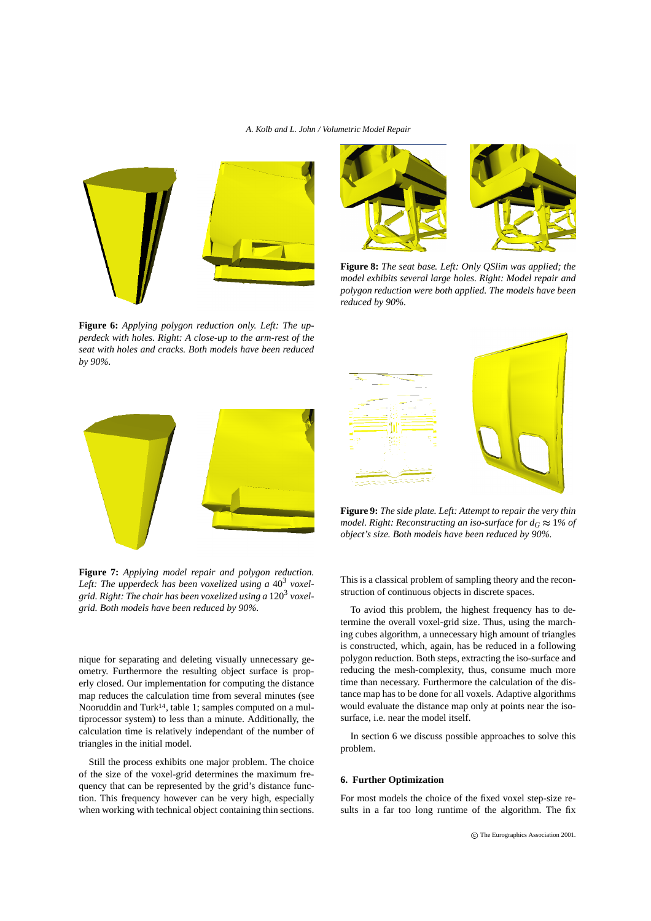**Figure 6:** *Applying polygon reduction only. Left: The upperdeck with holes. Right: A close-up to the arm-rest of the seat with holes and cracks. Both models have been reduced by 90%.*

**Figure 7:** *Applying model repair and polygon reduction. Left: The upperdeck has been voxelized using a* $40^3$ *voxel-grid. Right: The chair has been voxelized using a* $120^3$ *voxel-grid. Both models have been reduced by 90%.*

**Figure 8:** *The seat base. Left: Only QSlim was applied; the model exhibits several large holes. Right: Model repair and polygon reduction were both applied. The models have been reduced by 90%.*

**Figure 9:** *The side plate. Left: Attempt to repair the very thin model. Right: Reconstructing an iso-surface for* $d_G \approx 1\%$ *of object's size. Both models have been reduced by 90%.*

nique for separating and deleting visually unnecessary geometry. Furthermore the resulting object surface is properly closed. Our implementation for computing the distance map reduces the calculation time from several minutes (see Nooruddin and Turk[14], table 1; samples computed on a multiprocessor system) to less than a minute. Additionally, the calculation time is relatively independant of the number of triangles in the initial model.

Still the process exhibits one major problem. The choice of the size of the voxel-grid determines the maximum frequency that can be represented by the grid's distance function. This frequency however can be very high, especially when working with technical object containing thin sections. This is a classical problem of sampling theory and the reconstruction of continuous objects in discrete spaces.

To aviod this problem, the highest frequency has to determine the overall voxel-grid size. Thus, using the marching cubes algorithm, a unnecessary high amount of triangles is constructed, which, again, has be reduced in a following polygon reduction. Both steps, extracting the iso-surface and reducing the mesh-complexity, thus, consume much more time than necessary. Furthermore the calculation of the distance map has to be done for all voxels. Adaptive algorithms would evaluate the distance map only at points near the iso-surface, i.e. near the model itself.

In section 6 we discuss possible approaches to solve this problem.

## 6. Further Optimization

For most models the choice of the fixed voxel step-size results in a far too long runtime of the algorithm. The fix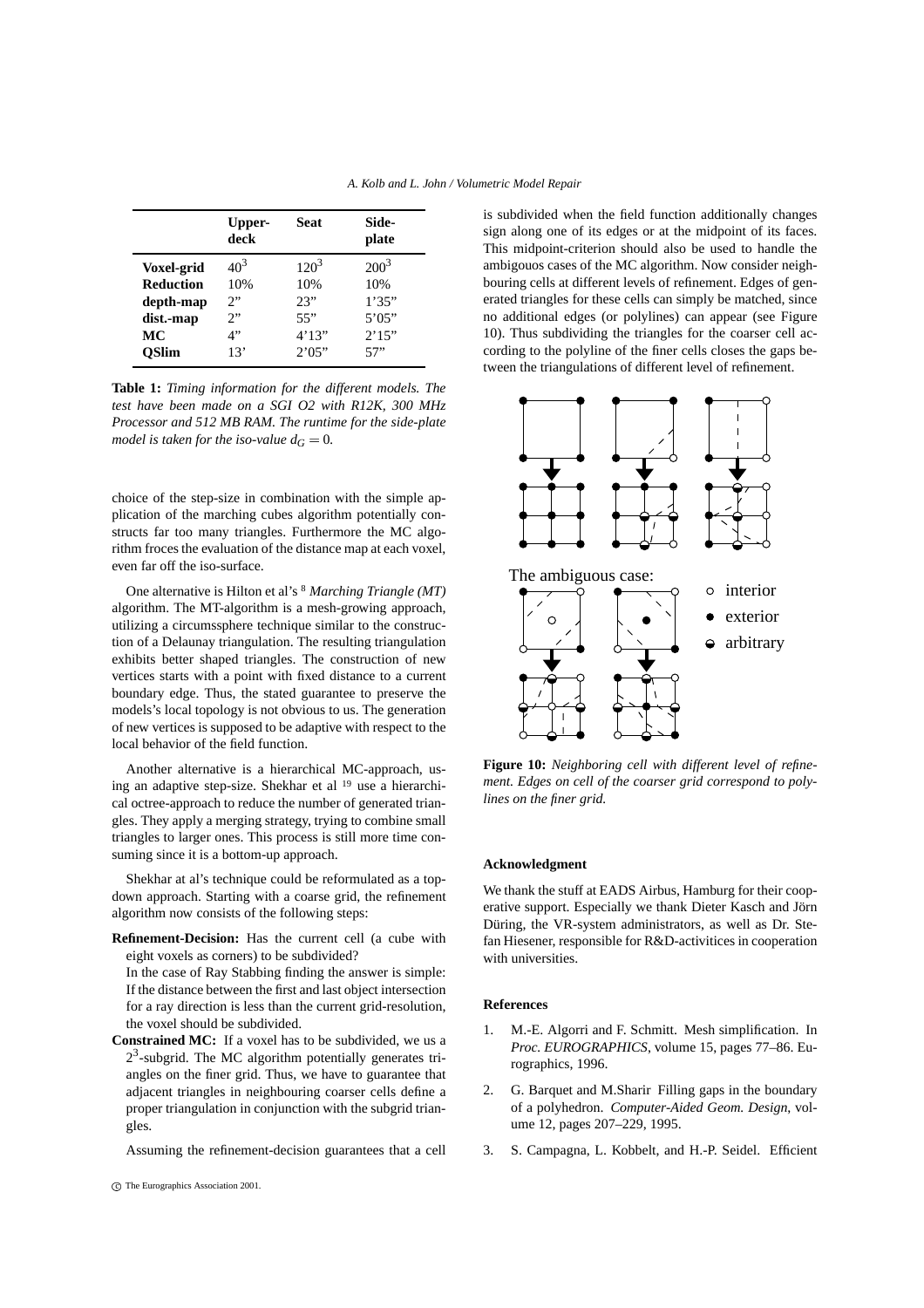|  | Upper-deck | Seat | Side-plate |
|---|---|---|---|
| **Voxel-grid** | $40^3$ | $120^3$ | $200^3$ |
| **Reduction** | 10% | 10% | 10% |
| **depth-map** | 2" | 23" | 1'35" |
| **dist.-map** | 2" | 55" | 5'05" |
| **MC** | 4" | 4'13" | 2'15" |
| **QSlim** | 13' | 2'05" | 57" |

**Table 1:** *Timing information for the different models. The test have been made on a SGI O2 with R12K, 300 MHz Processor and 512 MB RAM. The runtime for the side-plate model is taken for the iso-value $d_G = 0$.*

choice of the step-size in combination with the simple application of the marching cubes algorithm potentially constructs far too many triangles. Furthermore the MC algorithm froces the evaluation of the distance map at each voxel, even far off the iso-surface.

One alternative is Hilton et al's [8] *Marching Triangle (MT)* algorithm. The MT-algorithm is a mesh-growing approach, utilizing a circumssphere technique similar to the construction of a Delaunay triangulation. The resulting triangulation exhibits better shaped triangles. The construction of new vertices starts with a point with fixed distance to a current boundary edge. Thus, the stated guarantee to preserve the models's local topology is not obvious to us. The generation of new vertices is supposed to be adaptive with respect to the local behavior of the field function.

Another alternative is a hierarchical MC-approach, using an adaptive step-size. Shekhar et al [19] use a hierarchical octree-approach to reduce the number of generated triangles. They apply a merging strategy, trying to combine small triangles to larger ones. This process is still more time consuming since it is a bottom-up approach.

Shekhar at al's technique could be reformulated as a top-down approach. Starting with a coarse grid, the refinement algorithm now consists of the following steps:

**Refinement-Decision:** Has the current cell (a cube with eight voxels as corners) to be subdivided?
In the case of Ray Stabbing finding the answer is simple: If the distance between the first and last object intersection for a ray direction is less than the current grid-resolution, the voxel should be subdivided.

**Constrained MC:** If a voxel has to be subdivided, we us a $2^3$-subgrid. The MC algorithm potentially generates triangles on the finer grid. Thus, we have to guarantee that adjacent triangles in neighbouring coarser cells define a proper triangulation in conjunction with the subgrid triangles.

Assuming the refinement-decision guarantees that a cell is subdivided when the field function additionally changes sign along one of its edges or at the midpoint of its faces. This midpoint-criterion should also be used to handle the ambigouos cases of the MC algorithm. Now consider neighbouring cells at different levels of refinement. Edges of generated triangles for these cells can simply be matched, since no additional edges (or polylines) can appear (see Figure 10). Thus subdividing the triangles for the coarser cell according to the polyline of the finer cells closes the gaps between the triangulations of different level of refinement.

**Figure 10:** *Neighboring cell with different level of refinement. Edges on cell of the coarser grid correspond to polylines on the finer grid.*

### Acknowledgment

We thank the stuff at EADS Airbus, Hamburg for their cooperative support. Especially we thank Dieter Kasch and Jörn Düring, the VR-system administrators, as well as Dr. Stefan Hiesener, responsible for R&D-activitices in cooperation with universities.

### References

1. M.-E. Algorri and F. Schmitt. Mesh simplification. In *Proc. EUROGRAPHICS*, volume 15, pages 77–86. Eurographics, 1996.
2. G. Barquet and M.Sharir Filling gaps in the boundary of a polyhedron. *Computer-Aided Geom. Design*, volume 12, pages 207–229, 1995.
3. S. Campagna, L. Kobbelt, and H.-P. Seidel. Efficient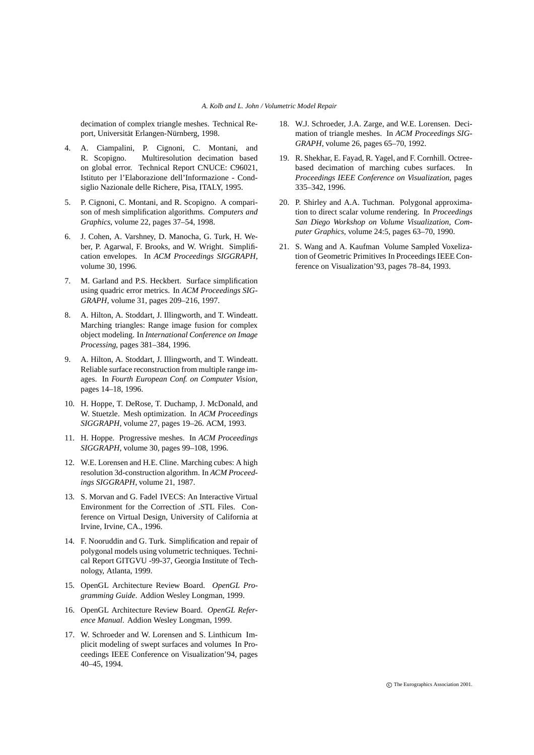decimation of complex triangle meshes. Technical Report, Universität Erlangen-Nürnberg, 1998.

4. A. Ciampalini, P. Cignoni, C. Montani, and R. Scopigno. Multiresolution decimation based on global error. Technical Report CNUCE: C96021, Istituto per l'Elaborazione dell'Informazione - Condsiglio Nazionale delle Richere, Pisa, ITALY, 1995.

5. P. Cignoni, C. Montani, and R. Scopigno. A comparison of mesh simplification algorithms. *Computers and Graphics*, volume 22, pages 37–54, 1998.

6. J. Cohen, A. Varshney, D. Manocha, G. Turk, H. Weber, P. Agarwal, F. Brooks, and W. Wright. Simplification envelopes. In *ACM Proceedings SIGGRAPH*, volume 30, 1996.

7. M. Garland and P.S. Heckbert. Surface simplification using quadric error metrics. In *ACM Proceedings SIGGRAPH*, volume 31, pages 209–216, 1997.

8. A. Hilton, A. Stoddart, J. Illingworth, and T. Windeatt. Marching triangles: Range image fusion for complex object modeling. In *International Conference on Image Processing*, pages 381–384, 1996.

9. A. Hilton, A. Stoddart, J. Illingworth, and T. Windeatt. Reliable surface reconstruction from multiple range images. In *Fourth European Conf. on Computer Vision*, pages 14–18, 1996.

10. H. Hoppe, T. DeRose, T. Duchamp, J. McDonald, and W. Stuetzle. Mesh optimization. In *ACM Proceedings SIGGRAPH*, volume 27, pages 19–26. ACM, 1993.

11. H. Hoppe. Progressive meshes. In *ACM Proceedings SIGGRAPH*, volume 30, pages 99–108, 1996.

12. W.E. Lorensen and H.E. Cline. Marching cubes: A high resolution 3d-construction algorithm. In *ACM Proceedings SIGGRAPH*, volume 21, 1987.

13. S. Morvan and G. Fadel IVECS: An Interactive Virtual Environment for the Correction of .STL Files. Conference on Virtual Design, University of California at Irvine, Irvine, CA., 1996.

14. F. Nooruddin and G. Turk. Simplification and repair of polygonal models using volumetric techniques. Technical Report GITGVU -99-37, Georgia Institute of Technology, Atlanta, 1999.

15. OpenGL Architecture Review Board. *OpenGL Programming Guide*. Addion Wesley Longman, 1999.

16. OpenGL Architecture Review Board. *OpenGL Reference Manual*. Addion Wesley Longman, 1999.

17. W. Schroeder and W. Lorensen and S. Linthicum Implicit modeling of swept surfaces and volumes In Proceedings IEEE Conference on Visualization'94, pages 40–45, 1994.

18. W.J. Schroeder, J.A. Zarge, and W.E. Lorensen. Decimation of triangle meshes. In *ACM Proceedings SIGGRAPH*, volume 26, pages 65–70, 1992.

19. R. Shekhar, E. Fayad, R. Yagel, and F. Cornhill. Octree-based decimation of marching cubes surfaces. In *Proceedings IEEE Conference on Visualization*, pages 335–342, 1996.

20. P. Shirley and A.A. Tuchman. Polygonal approximation to direct scalar volume rendering. In *Proceedings San Diego Workshop on Volume Visualization, Computer Graphics*, volume 24:5, pages 63–70, 1990.

21. S. Wang and A. Kaufman Volume Sampled Voxelization of Geometric Primitives In Proceedings IEEE Conference on Visualization'93, pages 78–84, 1993.